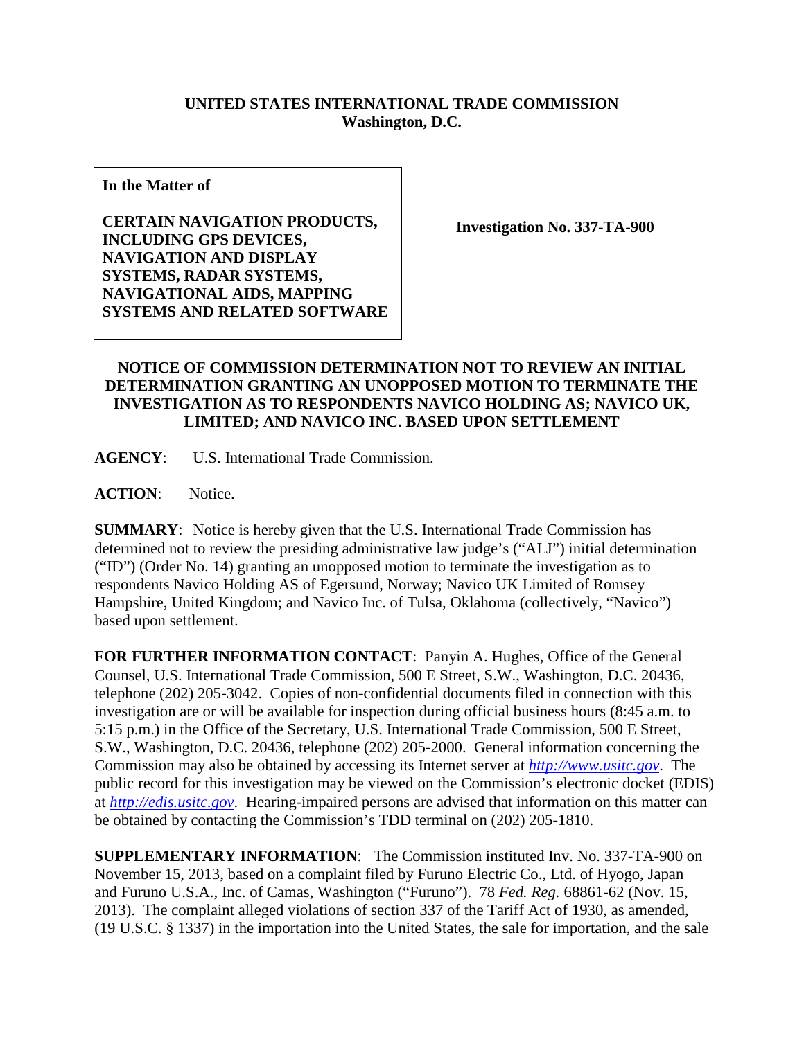**UNITED STATES INTERNATIONAL TRADE COMMISSION**
**Washington, D.C.**

| | |
|---|---|
| **In the Matter of**<br><br>**CERTAIN NAVIGATION PRODUCTS, INCLUDING GPS DEVICES, NAVIGATION AND DISPLAY SYSTEMS, RADAR SYSTEMS, NAVIGATIONAL AIDS, MAPPING SYSTEMS AND RELATED SOFTWARE** | **Investigation No. 337-TA-900** |

**NOTICE OF COMMISSION DETERMINATION NOT TO REVIEW AN INITIAL DETERMINATION GRANTING AN UNOPPOSED MOTION TO TERMINATE THE INVESTIGATION AS TO RESPONDENTS NAVICO HOLDING AS; NAVICO UK, LIMITED; AND NAVICO INC. BASED UPON SETTLEMENT**

**AGENCY**: U.S. International Trade Commission.

**ACTION**: Notice.

**SUMMARY**: Notice is hereby given that the U.S. International Trade Commission has determined not to review the presiding administrative law judge's ("ALJ") initial determination ("ID") (Order No. 14) granting an unopposed motion to terminate the investigation as to respondents Navico Holding AS of Egersund, Norway; Navico UK Limited of Romsey Hampshire, United Kingdom; and Navico Inc. of Tulsa, Oklahoma (collectively, "Navico") based upon settlement.

**FOR FURTHER INFORMATION CONTACT**: Panyin A. Hughes, Office of the General Counsel, U.S. International Trade Commission, 500 E Street, S.W., Washington, D.C. 20436, telephone (202) 205-3042. Copies of non-confidential documents filed in connection with this investigation are or will be available for inspection during official business hours (8:45 a.m. to 5:15 p.m.) in the Office of the Secretary, U.S. International Trade Commission, 500 E Street, S.W., Washington, D.C. 20436, telephone (202) 205-2000. General information concerning the Commission may also be obtained by accessing its Internet server at *http://www.usitc.gov*. The public record for this investigation may be viewed on the Commission's electronic docket (EDIS) at *http://edis.usitc.gov*. Hearing-impaired persons are advised that information on this matter can be obtained by contacting the Commission's TDD terminal on (202) 205-1810.

**SUPPLEMENTARY INFORMATION**: The Commission instituted Inv. No. 337-TA-900 on November 15, 2013, based on a complaint filed by Furuno Electric Co., Ltd. of Hyogo, Japan and Furuno U.S.A., Inc. of Camas, Washington ("Furuno"). 78 *Fed. Reg.* 68861-62 (Nov. 15, 2013). The complaint alleged violations of section 337 of the Tariff Act of 1930, as amended, (19 U.S.C. § 1337) in the importation into the United States, the sale for importation, and the sale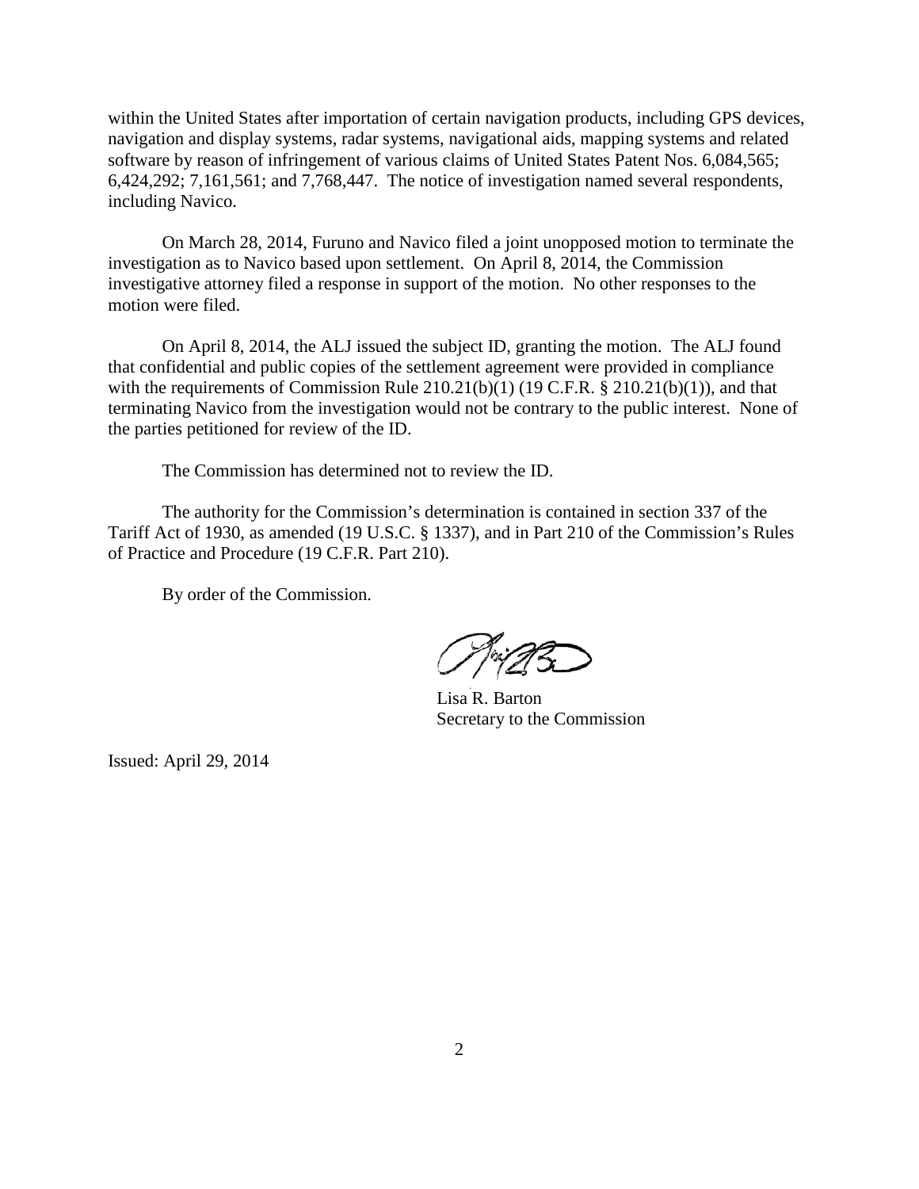within the United States after importation of certain navigation products, including GPS devices, navigation and display systems, radar systems, navigational aids, mapping systems and related software by reason of infringement of various claims of United States Patent Nos. 6,084,565; 6,424,292; 7,161,561; and 7,768,447. The notice of investigation named several respondents, including Navico.

On March 28, 2014, Furuno and Navico filed a joint unopposed motion to terminate the investigation as to Navico based upon settlement. On April 8, 2014, the Commission investigative attorney filed a response in support of the motion. No other responses to the motion were filed.

On April 8, 2014, the ALJ issued the subject ID, granting the motion. The ALJ found that confidential and public copies of the settlement agreement were provided in compliance with the requirements of Commission Rule 210.21(b)(1) (19 C.F.R. § 210.21(b)(1)), and that terminating Navico from the investigation would not be contrary to the public interest. None of the parties petitioned for review of the ID.

The Commission has determined not to review the ID.

The authority for the Commission's determination is contained in section 337 of the Tariff Act of 1930, as amended (19 U.S.C. § 1337), and in Part 210 of the Commission's Rules of Practice and Procedure (19 C.F.R. Part 210).

By order of the Commission.

Lisa R. Barton
Secretary to the Commission

Issued: April 29, 2014